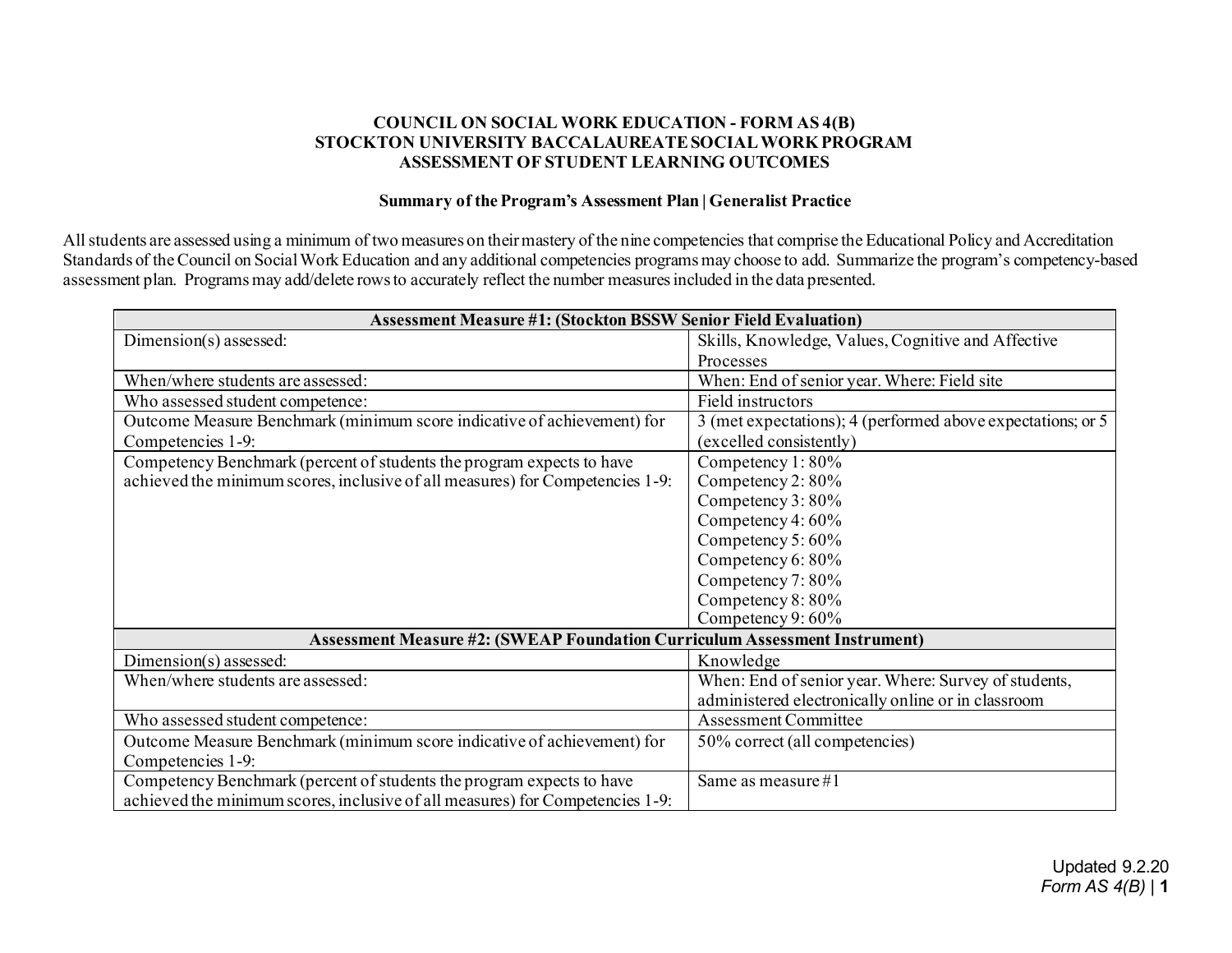**COUNCIL ON SOCIAL WORK EDUCATION - FORM AS 4(B)**
**STOCKTON UNIVERSITY BACCALAUREATE SOCIAL WORK PROGRAM**
**ASSESSMENT OF STUDENT LEARNING OUTCOMES**

**Summary of the Program's Assessment Plan | Generalist Practice**

All students are assessed using a minimum of two measures on their mastery of the nine competencies that comprise the Educational Policy and Accreditation Standards of the Council on Social Work Education and any additional competencies programs may choose to add. Summarize the program's competency-based assessment plan. Programs may add/delete rows to accurately reflect the number measures included in the data presented.

| **Assessment Measure #1: (Stockton BSSW Senior Field Evaluation)** | |
|---|---|
| Dimension(s) assessed: | Skills, Knowledge, Values, Cognitive and Affective Processes |
| When/where students are assessed: | When: End of senior year. Where: Field site |
| Who assessed student competence: | Field instructors |
| Outcome Measure Benchmark (minimum score indicative of achievement) for Competencies 1-9: | 3 (met expectations); 4 (performed above expectations; or 5 (excelled consistently) |
| Competency Benchmark (percent of students the program expects to have achieved the minimum scores, inclusive of all measures) for Competencies 1-9: | Competency 1: 80%<br>Competency 2: 80%<br>Competency 3: 80%<br>Competency 4: 60%<br>Competency 5: 60%<br>Competency 6: 80%<br>Competency 7: 80%<br>Competency 8: 80%<br>Competency 9: 60% |
| **Assessment Measure #2: (SWEAP Foundation Curriculum Assessment Instrument)** | |
| Dimension(s) assessed: | Knowledge |
| When/where students are assessed: | When: End of senior year. Where: Survey of students, administered electronically online or in classroom |
| Who assessed student competence: | Assessment Committee |
| Outcome Measure Benchmark (minimum score indicative of achievement) for Competencies 1-9: | 50% correct (all competencies) |
| Competency Benchmark (percent of students the program expects to have achieved the minimum scores, inclusive of all measures) for Competencies 1-9: | Same as measure #1 |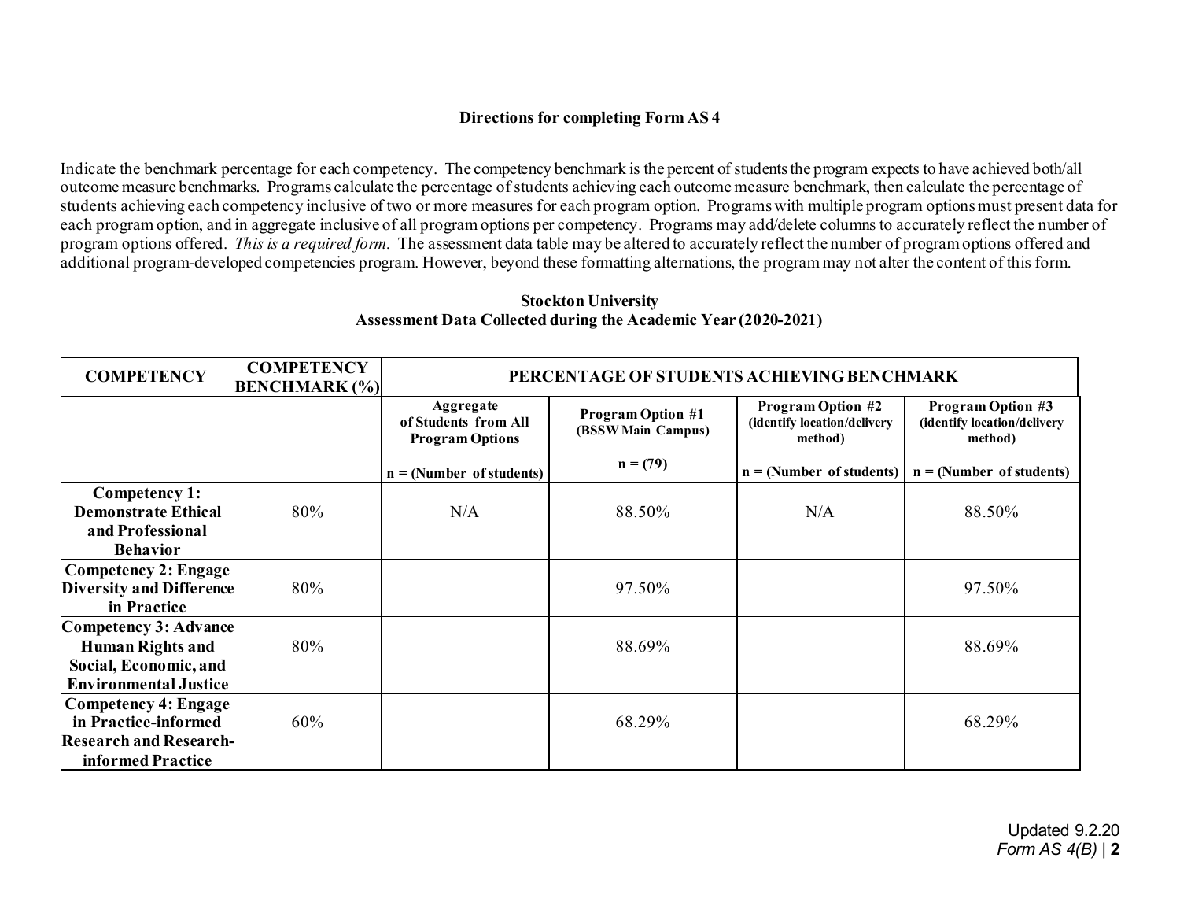**Directions for completing Form AS 4**

Indicate the benchmark percentage for each competency. The competency benchmark is the percent of students the program expects to have achieved both/all outcome measure benchmarks. Programs calculate the percentage of students achieving each outcome measure benchmark, then calculate the percentage of students achieving each competency inclusive of two or more measures for each program option. Programs with multiple program options must present data for each program option, and in aggregate inclusive of all program options per competency. Programs may add/delete columns to accurately reflect the number of program options offered. *This is a required form.* The assessment data table may be altered to accurately reflect the number of program options offered and additional program-developed competencies program. However, beyond these formatting alternations, the program may not alter the content of this form.

**Stockton University**
**Assessment Data Collected during the Academic Year (2020-2021)**

| COMPETENCY | COMPETENCY BENCHMARK (%) | PERCENTAGE OF STUDENTS ACHIEVING BENCHMARK | | | |
|---|---|---|---|---|---|
| | | Aggregate of Students from All Program Options<br>n = (Number of students) | Program Option #1 (BSSW Main Campus)<br>n = (79) | Program Option #2 (identify location/delivery method)<br>n = (Number of students) | Program Option #3 (identify location/delivery method)<br>n = (Number of students) |
| **Competency 1: Demonstrate Ethical and Professional Behavior** | 80% | N/A | 88.50% | N/A | 88.50% |
| **Competency 2: Engage Diversity and Difference in Practice** | 80% | | 97.50% | | 97.50% |
| **Competency 3: Advance Human Rights and Social, Economic, and Environmental Justice** | 80% | | 88.69% | | 88.69% |
| **Competency 4: Engage in Practice-informed Research and Research-informed Practice** | 60% | | 68.29% | | 68.29% |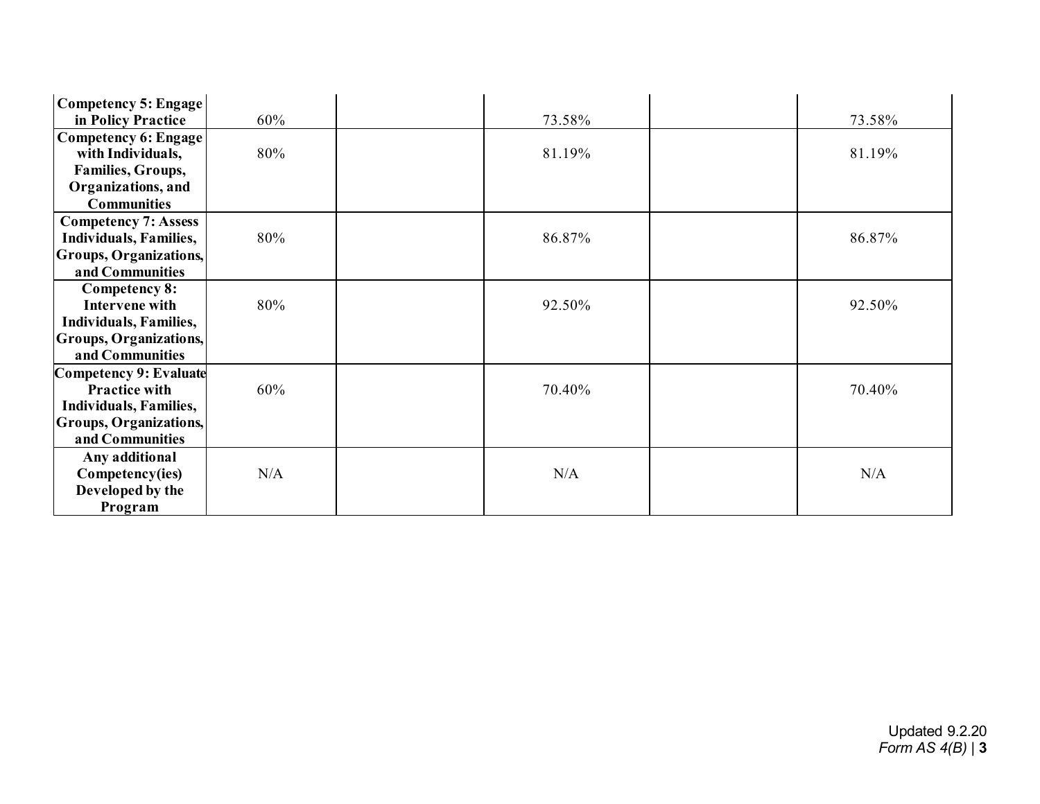| | | | | | |
|---|---|---|---|---|---|
| **Competency 5: Engage in Policy Practice** | 60% | | 73.58% | | 73.58% |
| **Competency 6: Engage with Individuals, Families, Groups, Organizations, and Communities** | 80% | | 81.19% | | 81.19% |
| **Competency 7: Assess Individuals, Families, Groups, Organizations, and Communities** | 80% | | 86.87% | | 86.87% |
| **Competency 8: Intervene with Individuals, Families, Groups, Organizations, and Communities** | 80% | | 92.50% | | 92.50% |
| **Competency 9: Evaluate Practice with Individuals, Families, Groups, Organizations, and Communities** | 60% | | 70.40% | | 70.40% |
| **Any additional Competency(ies) Developed by the Program** | N/A | | N/A | | N/A |

Updated 9.2.20
*Form AS 4(B)*